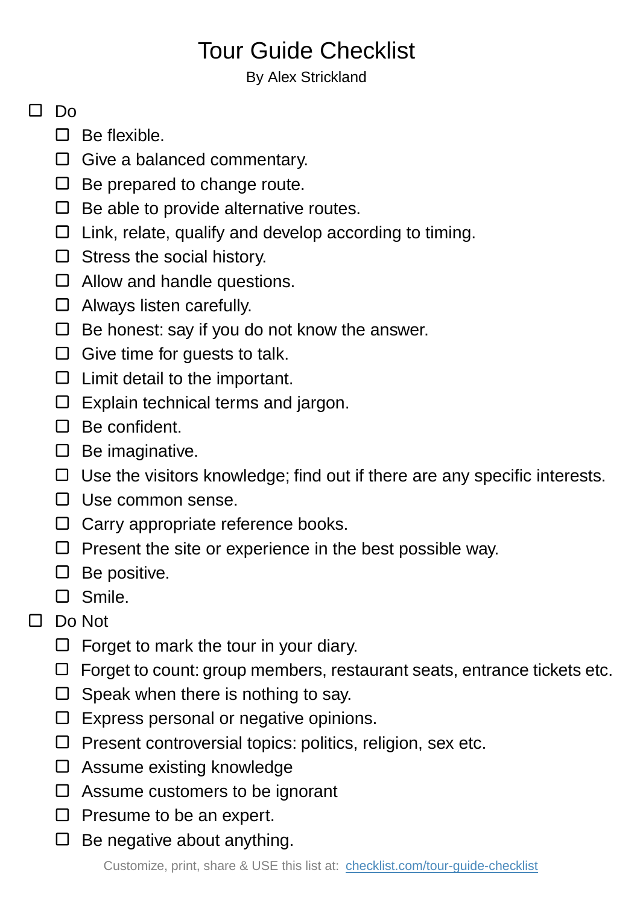# Tour Guide Checklist

By Alex Strickland

- [ ] Do
  - [ ] Be flexible.
  - [ ] Give a balanced commentary.
  - [ ] Be prepared to change route.
  - [ ] Be able to provide alternative routes.
  - [ ] Link, relate, qualify and develop according to timing.
  - [ ] Stress the social history.
  - [ ] Allow and handle questions.
  - [ ] Always listen carefully.
  - [ ] Be honest: say if you do not know the answer.
  - [ ] Give time for guests to talk.
  - [ ] Limit detail to the important.
  - [ ] Explain technical terms and jargon.
  - [ ] Be confident.
  - [ ] Be imaginative.
  - [ ] Use the visitors knowledge; find out if there are any specific interests.
  - [ ] Use common sense.
  - [ ] Carry appropriate reference books.
  - [ ] Present the site or experience in the best possible way.
  - [ ] Be positive.
  - [ ] Smile.
- [ ] Do Not
  - [ ] Forget to mark the tour in your diary.
  - [ ] Forget to count: group members, restaurant seats, entrance tickets etc.
  - [ ] Speak when there is nothing to say.
  - [ ] Express personal or negative opinions.
  - [ ] Present controversial topics: politics, religion, sex etc.
  - [ ] Assume existing knowledge
  - [ ] Assume customers to be ignorant
  - [ ] Presume to be an expert.
  - [ ] Be negative about anything.

Customize, print, share & USE this list at: [checklist.com/tour-guide-checklist](https://checklist.com/tour-guide-checklist)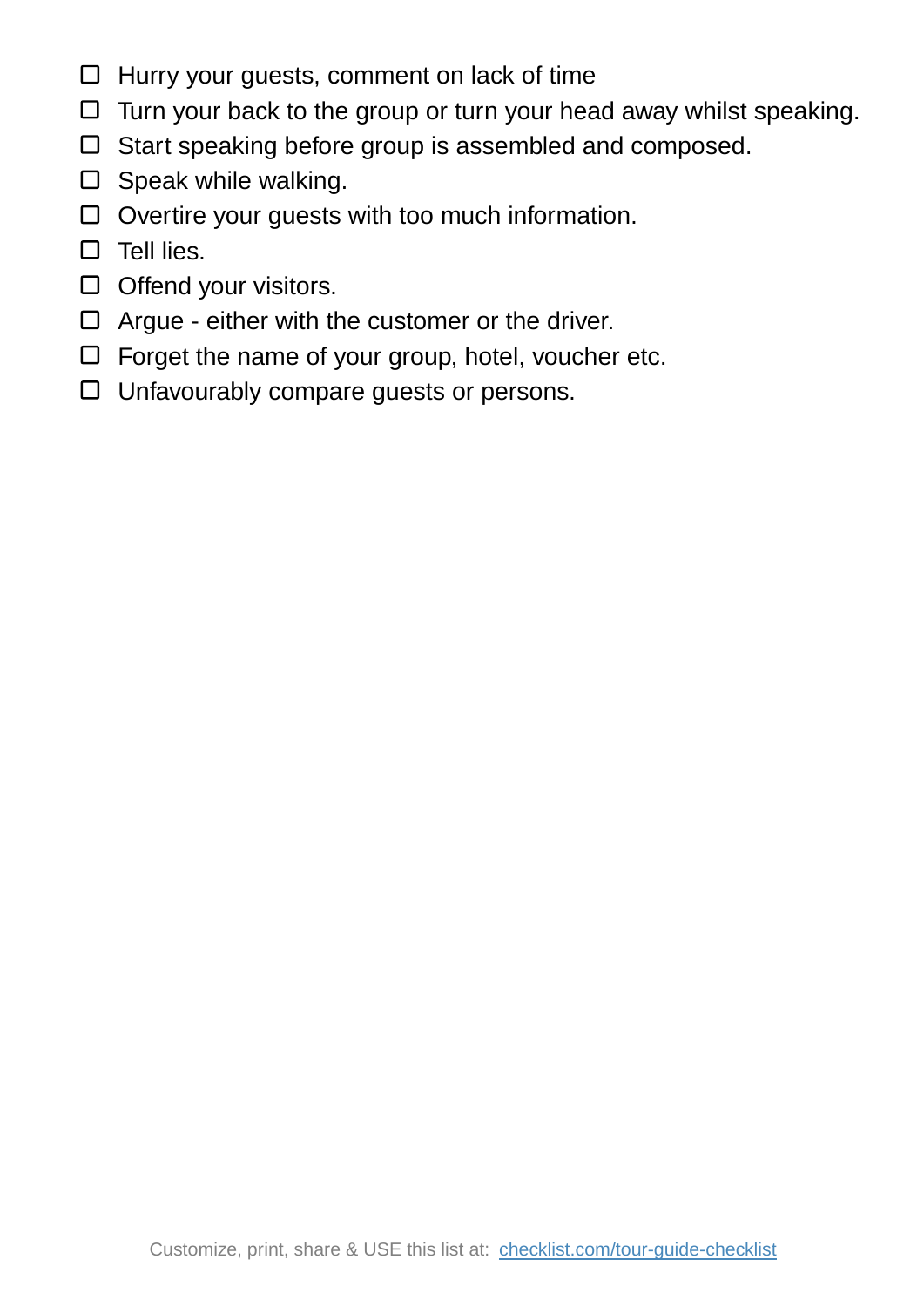- [ ] Hurry your guests, comment on lack of time
- [ ] Turn your back to the group or turn your head away whilst speaking.
- [ ] Start speaking before group is assembled and composed.
- [ ] Speak while walking.
- [ ] Overtire your guests with too much information.
- [ ] Tell lies.
- [ ] Offend your visitors.
- [ ] Argue - either with the customer or the driver.
- [ ] Forget the name of your group, hotel, voucher etc.
- [ ] Unfavourably compare guests or persons.